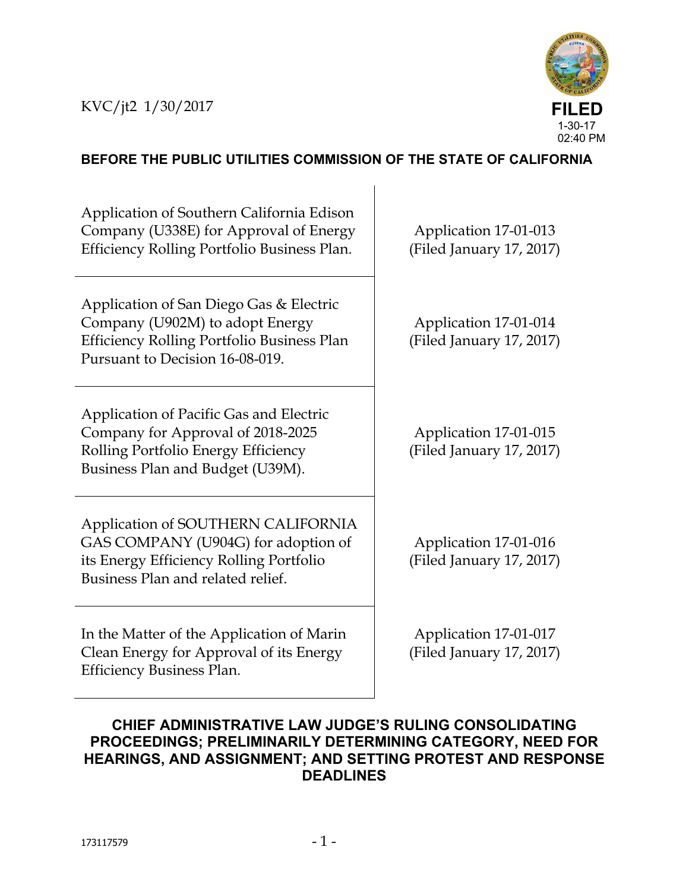KVC/jt2 1/30/2017

**FILED**
1-30-17
02:40 PM

**BEFORE THE PUBLIC UTILITIES COMMISSION OF THE STATE OF CALIFORNIA**

| | |
|---|---|
| Application of Southern California Edison Company (U338E) for Approval of Energy Efficiency Rolling Portfolio Business Plan. | Application 17-01-013 (Filed January 17, 2017) |
| Application of San Diego Gas & Electric Company (U902M) to adopt Energy Efficiency Rolling Portfolio Business Plan Pursuant to Decision 16-08-019. | Application 17-01-014 (Filed January 17, 2017) |
| Application of Pacific Gas and Electric Company for Approval of 2018-2025 Rolling Portfolio Energy Efficiency Business Plan and Budget (U39M). | Application 17-01-015 (Filed January 17, 2017) |
| Application of SOUTHERN CALIFORNIA GAS COMPANY (U904G) for adoption of its Energy Efficiency Rolling Portfolio Business Plan and related relief. | Application 17-01-016 (Filed January 17, 2017) |
| In the Matter of the Application of Marin Clean Energy for Approval of its Energy Efficiency Business Plan. | Application 17-01-017 (Filed January 17, 2017) |

**CHIEF ADMINISTRATIVE LAW JUDGE'S RULING CONSOLIDATING PROCEEDINGS; PRELIMINARILY DETERMINING CATEGORY, NEED FOR HEARINGS, AND ASSIGNMENT; AND SETTING PROTEST AND RESPONSE DEADLINES**

173117579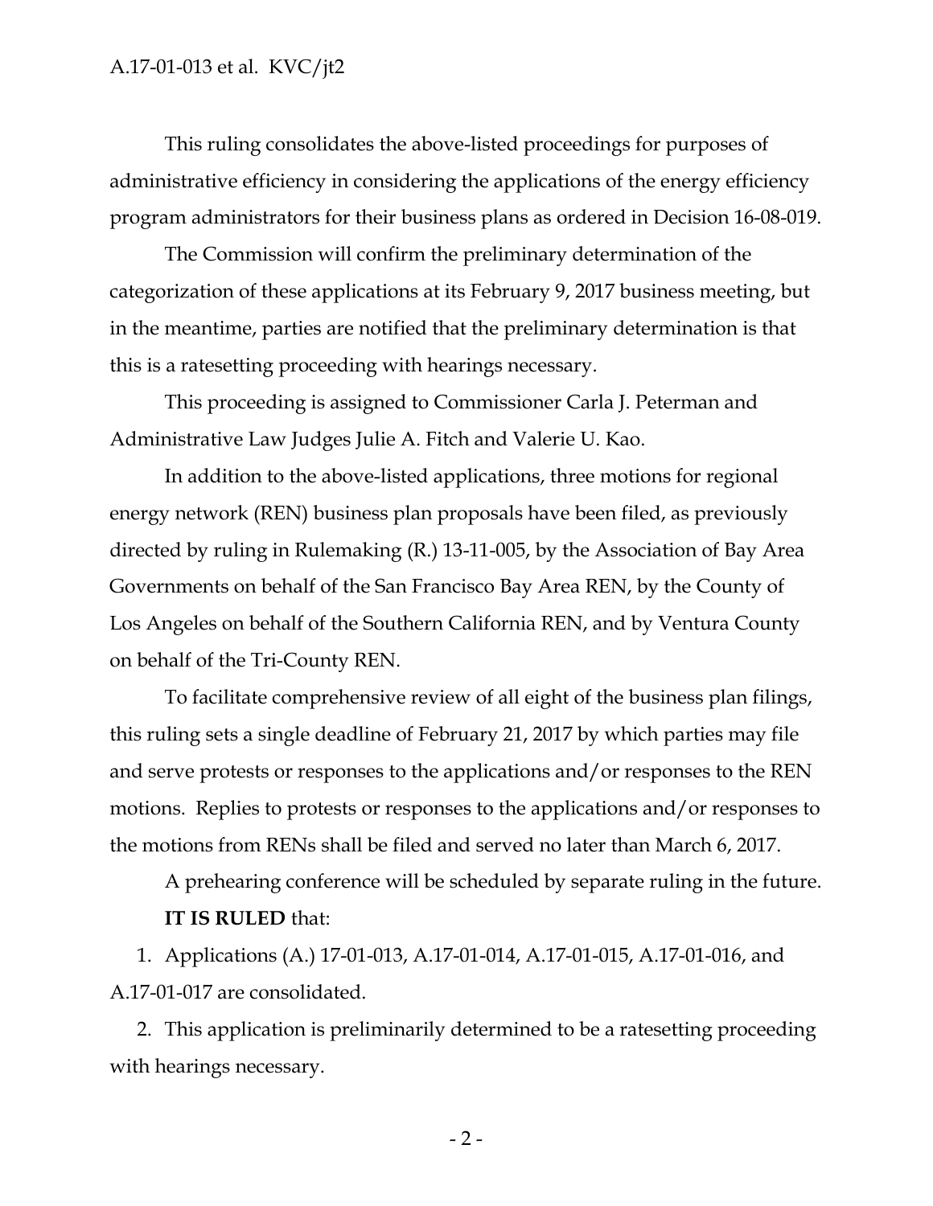This ruling consolidates the above-listed proceedings for purposes of administrative efficiency in considering the applications of the energy efficiency program administrators for their business plans as ordered in Decision 16-08-019.

The Commission will confirm the preliminary determination of the categorization of these applications at its February 9, 2017 business meeting, but in the meantime, parties are notified that the preliminary determination is that this is a ratesetting proceeding with hearings necessary.

This proceeding is assigned to Commissioner Carla J. Peterman and Administrative Law Judges Julie A. Fitch and Valerie U. Kao.

In addition to the above-listed applications, three motions for regional energy network (REN) business plan proposals have been filed, as previously directed by ruling in Rulemaking (R.) 13-11-005, by the Association of Bay Area Governments on behalf of the San Francisco Bay Area REN, by the County of Los Angeles on behalf of the Southern California REN, and by Ventura County on behalf of the Tri-County REN.

To facilitate comprehensive review of all eight of the business plan filings, this ruling sets a single deadline of February 21, 2017 by which parties may file and serve protests or responses to the applications and/or responses to the REN motions. Replies to protests or responses to the applications and/or responses to the motions from RENs shall be filed and served no later than March 6, 2017.

A prehearing conference will be scheduled by separate ruling in the future.

**IT IS RULED** that:

1. Applications (A.) 17-01-013, A.17-01-014, A.17-01-015, A.17-01-016, and A.17-01-017 are consolidated.

2. This application is preliminarily determined to be a ratesetting proceeding with hearings necessary.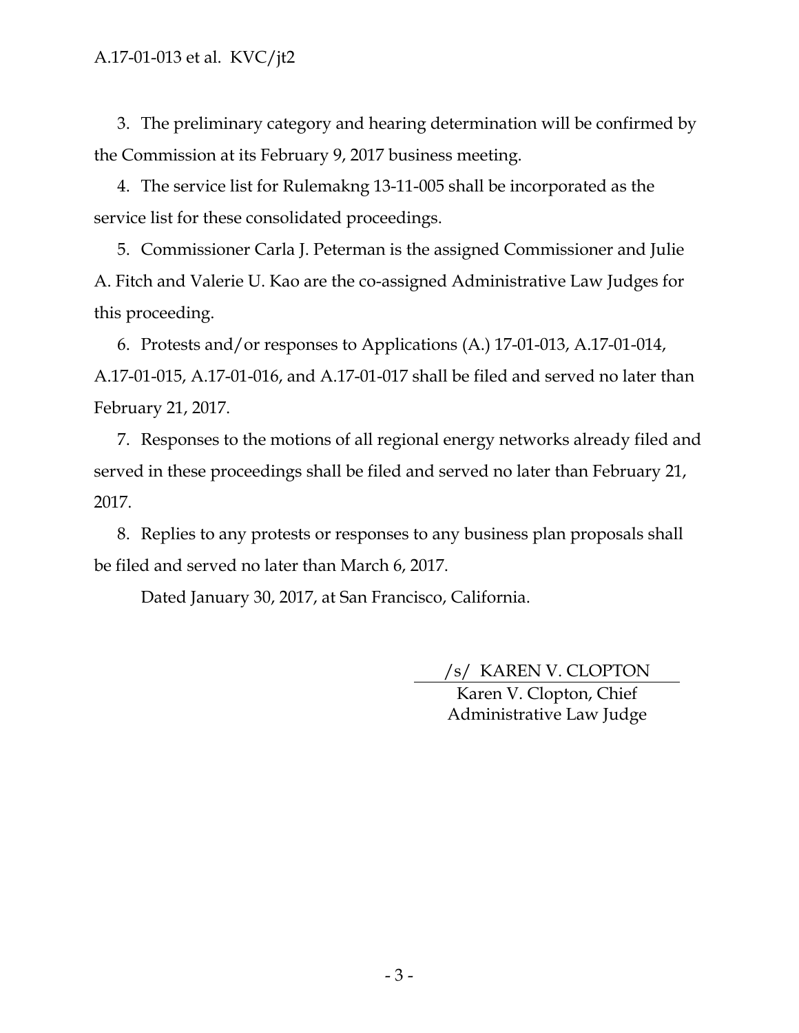3. The preliminary category and hearing determination will be confirmed by the Commission at its February 9, 2017 business meeting.

4. The service list for Rulemakng 13-11-005 shall be incorporated as the service list for these consolidated proceedings.

5. Commissioner Carla J. Peterman is the assigned Commissioner and Julie A. Fitch and Valerie U. Kao are the co-assigned Administrative Law Judges for this proceeding.

6. Protests and/or responses to Applications (A.) 17-01-013, A.17-01-014, A.17-01-015, A.17-01-016, and A.17-01-017 shall be filed and served no later than February 21, 2017.

7. Responses to the motions of all regional energy networks already filed and served in these proceedings shall be filed and served no later than February 21, 2017.

8. Replies to any protests or responses to any business plan proposals shall be filed and served no later than March 6, 2017.

Dated January 30, 2017, at San Francisco, California.

/s/ KAREN V. CLOPTON

Karen V. Clopton, Chief
Administrative Law Judge